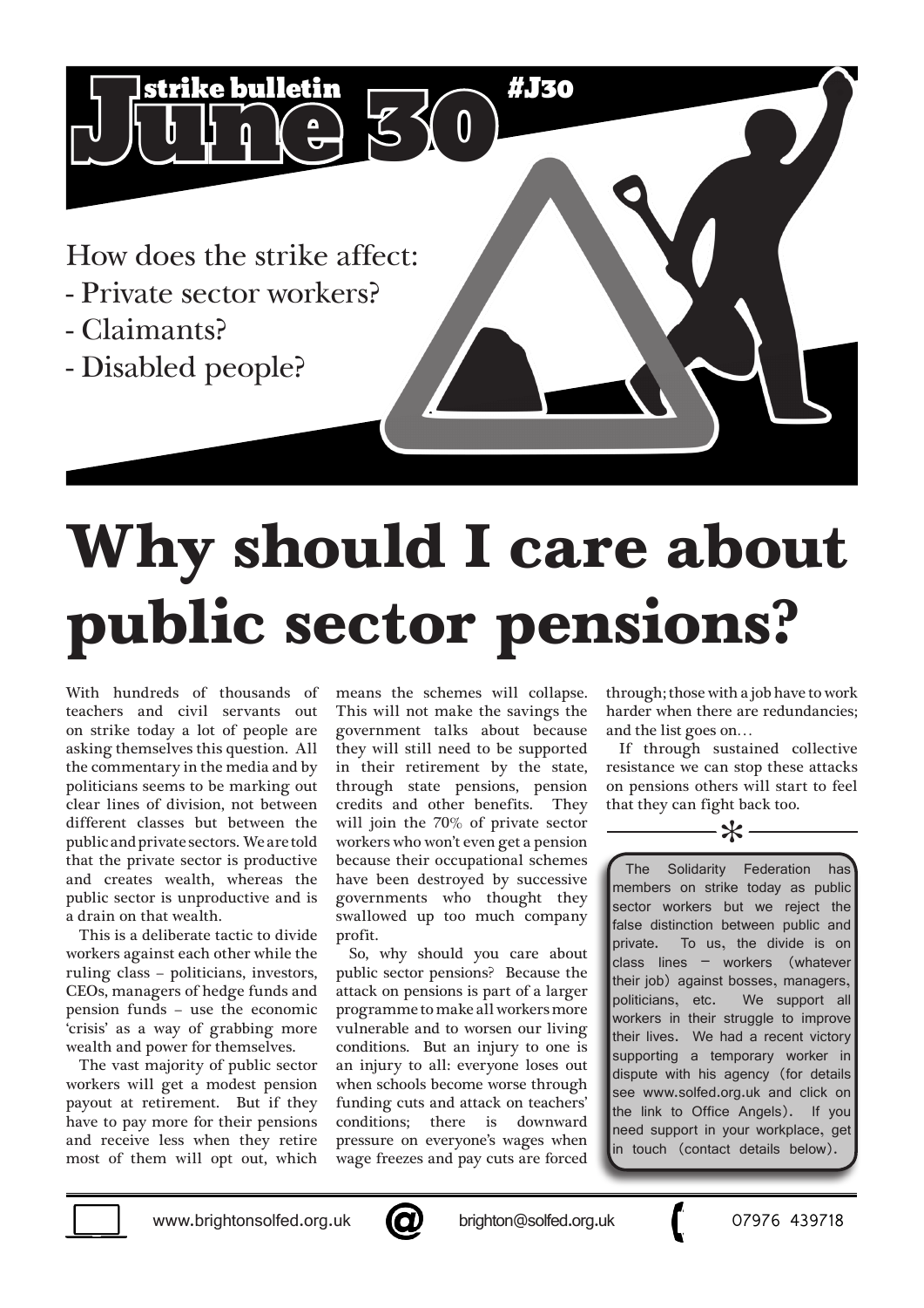strike bulletin

# June 30

#J30

How does the strike affect:

- Private sector workers?
- Claimants?
- Disabled people?

# Why should I care about public sector pensions?

With hundreds of thousands of teachers and civil servants out on strike today a lot of people are asking themselves this question. All the commentary in the media and by politicians seems to be marking out clear lines of division, not between different classes but between the public and private sectors. We are told that the private sector is productive and creates wealth, whereas the public sector is unproductive and is a drain on that wealth.

This is a deliberate tactic to divide workers against each other while the ruling class – politicians, investors, CEOs, managers of hedge funds and pension funds – use the economic 'crisis' as a way of grabbing more wealth and power for themselves.

The vast majority of public sector workers will get a modest pension payout at retirement. But if they have to pay more for their pensions and receive less when they retire most of them will opt out, which means the schemes will collapse. This will not make the savings the government talks about because they will still need to be supported in their retirement by the state, through state pensions, pension credits and other benefits. They will join the 70% of private sector workers who won't even get a pension because their occupational schemes have been destroyed by successive governments who thought they swallowed up too much company profit.

So, why should you care about public sector pensions? Because the attack on pensions is part of a larger programme to make all workers more vulnerable and to worsen our living conditions. But an injury to one is an injury to all: everyone loses out when schools become worse through funding cuts and attack on teachers' conditions; there is downward pressure on everyone's wages when wage freezes and pay cuts are forced through; those with a job have to work harder when there are redundancies; and the list goes on…

If through sustained collective resistance we can stop these attacks on pensions others will start to feel that they can fight back too.

*

The Solidarity Federation has members on strike today as public sector workers but we reject the false distinction between public and private. To us, the divide is on class lines – workers (whatever their job) against bosses, managers, politicians, etc. We support all workers in their struggle to improve their lives. We had a recent victory supporting a temporary worker in dispute with his agency (for details see www.solfed.org.uk and click on the link to Office Angels). If you need support in your workplace, get in touch (contact details below).

www.brightonsolfed.org.uk | brighton@solfed.org.uk | 07976 439718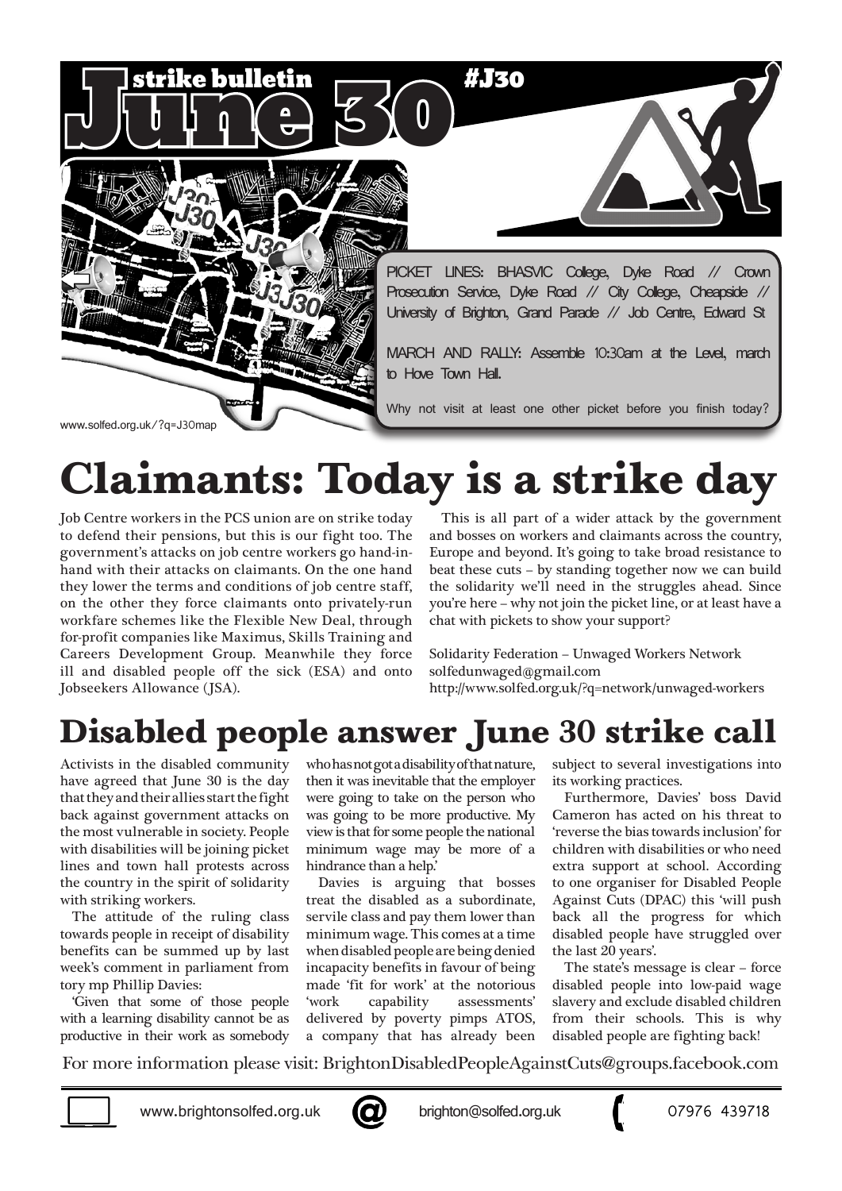# June 30 strike bulletin

#J30

PICKET LINES: BHASVIC College, Dyke Road // Crown Prosecution Service, Dyke Road // City College, Cheapside // University of Brighton, Grand Parade // Job Centre, Edward St

MARCH AND RALLY: Assemble 10:30am at the Level, march to Hove Town Hall.

Why not visit at least one other picket before you finish today?

www.solfed.org.uk/?q=J30map

## Claimants: Today is a strike day

Job Centre workers in the PCS union are on strike today to defend their pensions, but this is our fight too. The government's attacks on job centre workers go hand-in-hand with their attacks on claimants. On the one hand they lower the terms and conditions of job centre staff, on the other they force claimants onto privately-run workfare schemes like the Flexible New Deal, through for-profit companies like Maximus, Skills Training and Careers Development Group. Meanwhile they force ill and disabled people off the sick (ESA) and onto Jobseekers Allowance (JSA).

This is all part of a wider attack by the government and bosses on workers and claimants across the country, Europe and beyond. It's going to take broad resistance to beat these cuts – by standing together now we can build the solidarity we'll need in the struggles ahead. Since you're here – why not join the picket line, or at least have a chat with pickets to show your support?

Solidarity Federation – Unwaged Workers Network
solfedunwaged@gmail.com
http://www.solfed.org.uk/?q=network/unwaged-workers

## Disabled people answer June 30 strike call

Activists in the disabled community have agreed that June 30 is the day that they and their allies start the fight back against government attacks on the most vulnerable in society. People with disabilities will be joining picket lines and town hall protests across the country in the spirit of solidarity with striking workers.

The attitude of the ruling class towards people in receipt of disability benefits can be summed up by last week's comment in parliament from tory mp Phillip Davies:

'Given that some of those people with a learning disability cannot be as productive in their work as somebody who has not got a disability of that nature, then it was inevitable that the employer were going to take on the person who was going to be more productive. My view is that for some people the national minimum wage may be more of a hindrance than a help.'

Davies is arguing that bosses treat the disabled as a subordinate, servile class and pay them lower than minimum wage. This comes at a time when disabled people are being denied incapacity benefits in favour of being made 'fit for work' at the notorious 'work capability assessments' delivered by poverty pimps ATOS, a company that has already been subject to several investigations into its working practices.

Furthermore, Davies' boss David Cameron has acted on his threat to 'reverse the bias towards inclusion' for children with disabilities or who need extra support at school. According to one organiser for Disabled People Against Cuts (DPAC) this 'will push back all the progress for which disabled people have struggled over the last 20 years'.

The state's message is clear – force disabled people into low-paid wage slavery and exclude disabled children from their schools. This is why disabled people are fighting back!

For more information please visit: BrightonDisabledPeopleAgainstCuts@groups.facebook.com

www.brightonsolfed.org.uk | brighton@solfed.org.uk | 07976 439718